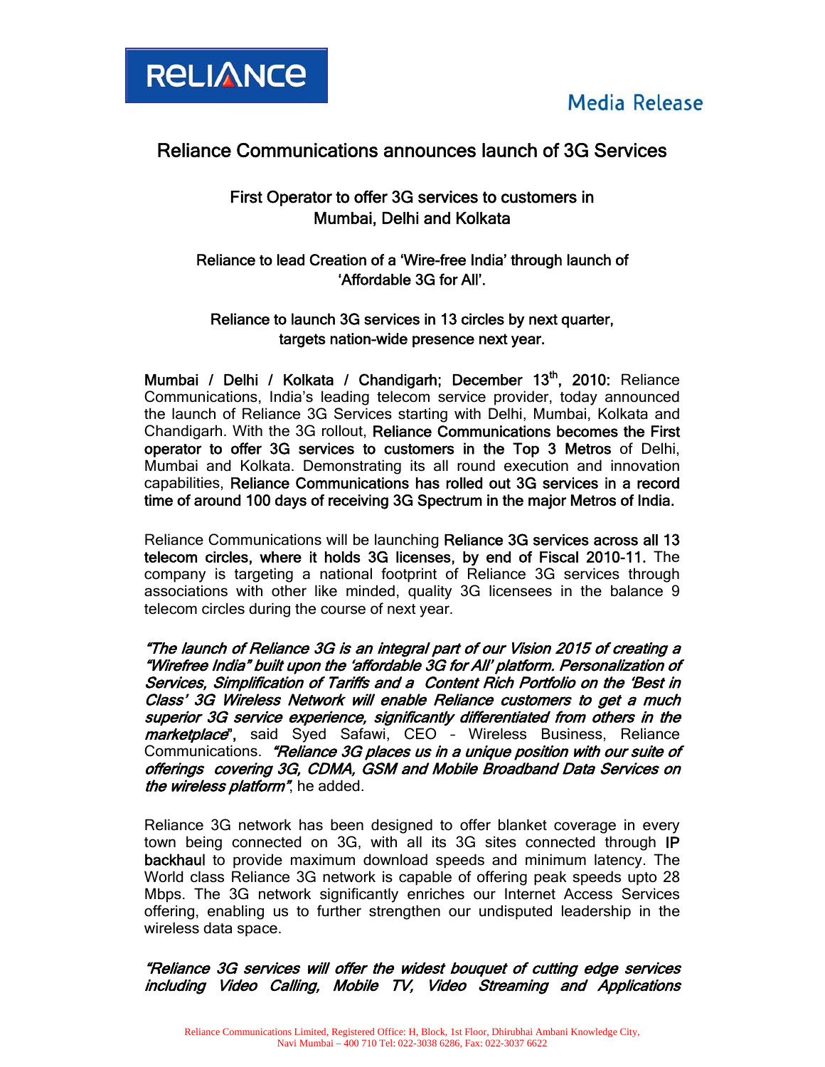**Media Release**

# Reliance Communications announces launch of 3G Services

## First Operator to offer 3G services to customers in Mumbai, Delhi and Kolkata

## Reliance to lead Creation of a 'Wire-free India' through launch of 'Affordable 3G for All'.

## Reliance to launch 3G services in 13 circles by next quarter, targets nation-wide presence next year.

**Mumbai / Delhi / Kolkata / Chandigarh; December 13th, 2010:** Reliance Communications, India's leading telecom service provider, today announced the launch of Reliance 3G Services starting with Delhi, Mumbai, Kolkata and Chandigarh. With the 3G rollout, **Reliance Communications becomes the First operator to offer 3G services to customers in the Top 3 Metros** of Delhi, Mumbai and Kolkata. Demonstrating its all round execution and innovation capabilities, **Reliance Communications has rolled out 3G services in a record time of around 100 days of receiving 3G Spectrum in the major Metros of India.**

Reliance Communications will be launching **Reliance 3G services across all 13 telecom circles, where it holds 3G licenses, by end of Fiscal 2010-11.** The company is targeting a national footprint of Reliance 3G services through associations with other like minded, quality 3G licensees in the balance 9 telecom circles during the course of next year.

***"The launch of Reliance 3G is an integral part of our Vision 2015 of creating a "Wirefree India" built upon the 'affordable 3G for All' platform. Personalization of Services, Simplification of Tariffs and a Content Rich Portfolio on the 'Best in Class' 3G Wireless Network will enable Reliance customers to get a much superior 3G service experience, significantly differentiated from others in the marketplace"*****,** said Syed Safawi, CEO – Wireless Business, Reliance Communications. ***"Reliance 3G places us in a unique position with our suite of offerings covering 3G, CDMA, GSM and Mobile Broadband Data Services on the wireless platform"***, he added.

Reliance 3G network has been designed to offer blanket coverage in every town being connected on 3G, with all its 3G sites connected through **IP backhaul** to provide maximum download speeds and minimum latency. The World class Reliance 3G network is capable of offering peak speeds upto 28 Mbps. The 3G network significantly enriches our Internet Access Services offering, enabling us to further strengthen our undisputed leadership in the wireless data space.

***"Reliance 3G services will offer the widest bouquet of cutting edge services including Video Calling, Mobile TV, Video Streaming and Applications***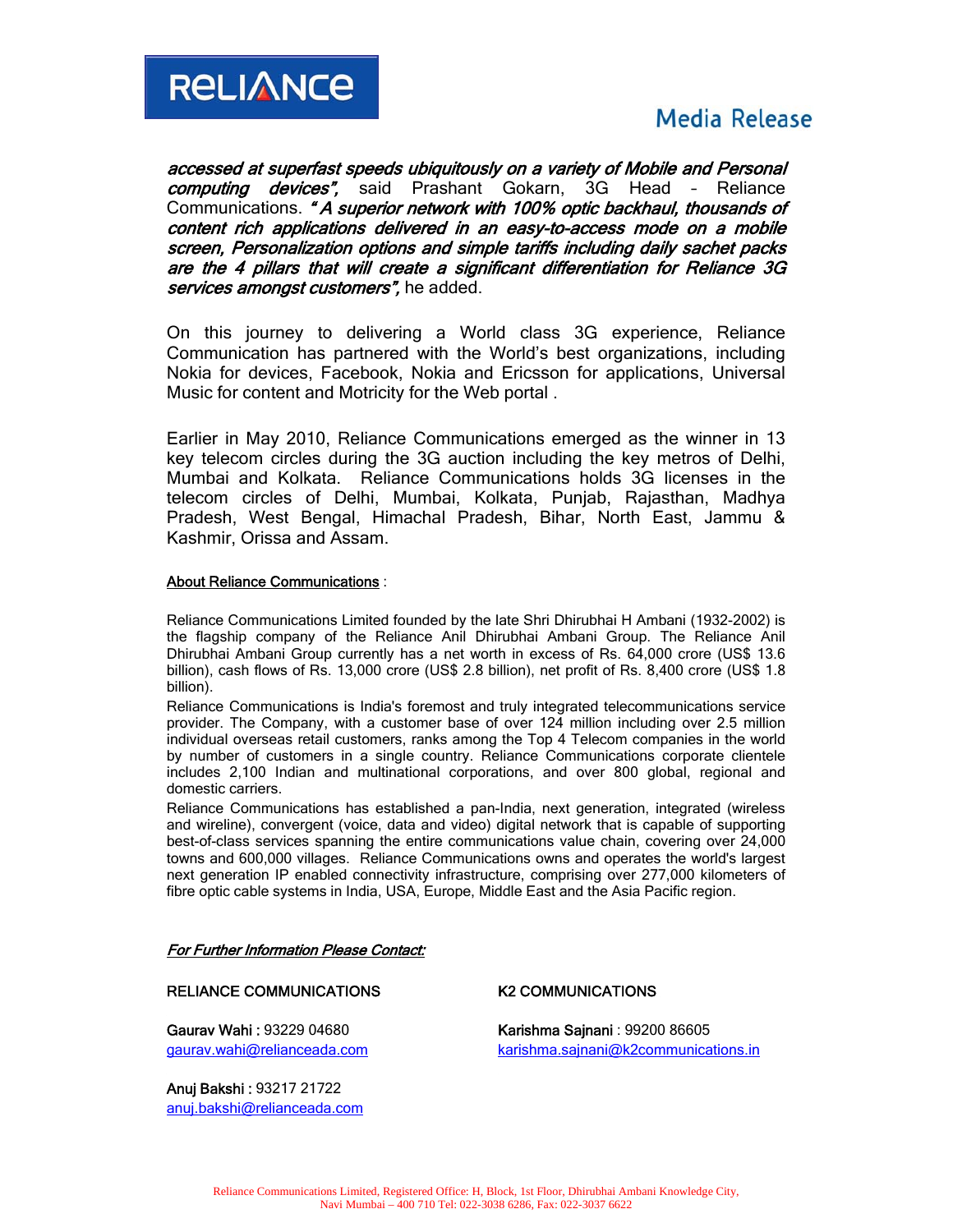***accessed at superfast speeds ubiquitously on a variety of Mobile and Personal computing devices",*** said Prashant Gokarn, 3G Head – Reliance Communications. ***" A superior network with 100% optic backhaul, thousands of content rich applications delivered in an easy-to-access mode on a mobile screen, Personalization options and simple tariffs including daily sachet packs are the 4 pillars that will create a significant differentiation for Reliance 3G services amongst customers",*** he added.

On this journey to delivering a World class 3G experience, Reliance Communication has partnered with the World's best organizations, including Nokia for devices, Facebook, Nokia and Ericsson for applications, Universal Music for content and Motricity for the Web portal .

Earlier in May 2010, Reliance Communications emerged as the winner in 13 key telecom circles during the 3G auction including the key metros of Delhi, Mumbai and Kolkata. Reliance Communications holds 3G licenses in the telecom circles of Delhi, Mumbai, Kolkata, Punjab, Rajasthan, Madhya Pradesh, West Bengal, Himachal Pradesh, Bihar, North East, Jammu & Kashmir, Orissa and Assam.

**About Reliance Communications** :

Reliance Communications Limited founded by the late Shri Dhirubhai H Ambani (1932-2002) is the flagship company of the Reliance Anil Dhirubhai Ambani Group. The Reliance Anil Dhirubhai Ambani Group currently has a net worth in excess of Rs. 64,000 crore (US$ 13.6 billion), cash flows of Rs. 13,000 crore (US$ 2.8 billion), net profit of Rs. 8,400 crore (US$ 1.8 billion).

Reliance Communications is India's foremost and truly integrated telecommunications service provider. The Company, with a customer base of over 124 million including over 2.5 million individual overseas retail customers, ranks among the Top 4 Telecom companies in the world by number of customers in a single country. Reliance Communications corporate clientele includes 2,100 Indian and multinational corporations, and over 800 global, regional and domestic carriers.

Reliance Communications has established a pan-India, next generation, integrated (wireless and wireline), convergent (voice, data and video) digital network that is capable of supporting best-of-class services spanning the entire communications value chain, covering over 24,000 towns and 600,000 villages. Reliance Communications owns and operates the world's largest next generation IP enabled connectivity infrastructure, comprising over 277,000 kilometers of fibre optic cable systems in India, USA, Europe, Middle East and the Asia Pacific region.

***For Further Information Please Contact:***

**RELIANCE COMMUNICATIONS**

**Gaurav Wahi :** 93229 04680
gaurav.wahi@relianceada.com

**Anuj Bakshi :** 93217 21722
anuj.bakshi@relianceada.com

**K2 COMMUNICATIONS**

**Karishma Sajnani** : 99200 86605
karishma.sajnani@k2communications.in

Reliance Communications Limited, Registered Office: H, Block, 1st Floor, Dhirubhai Ambani Knowledge City, Navi Mumbai – 400 710 Tel: 022-3038 6286, Fax: 022-3037 6622